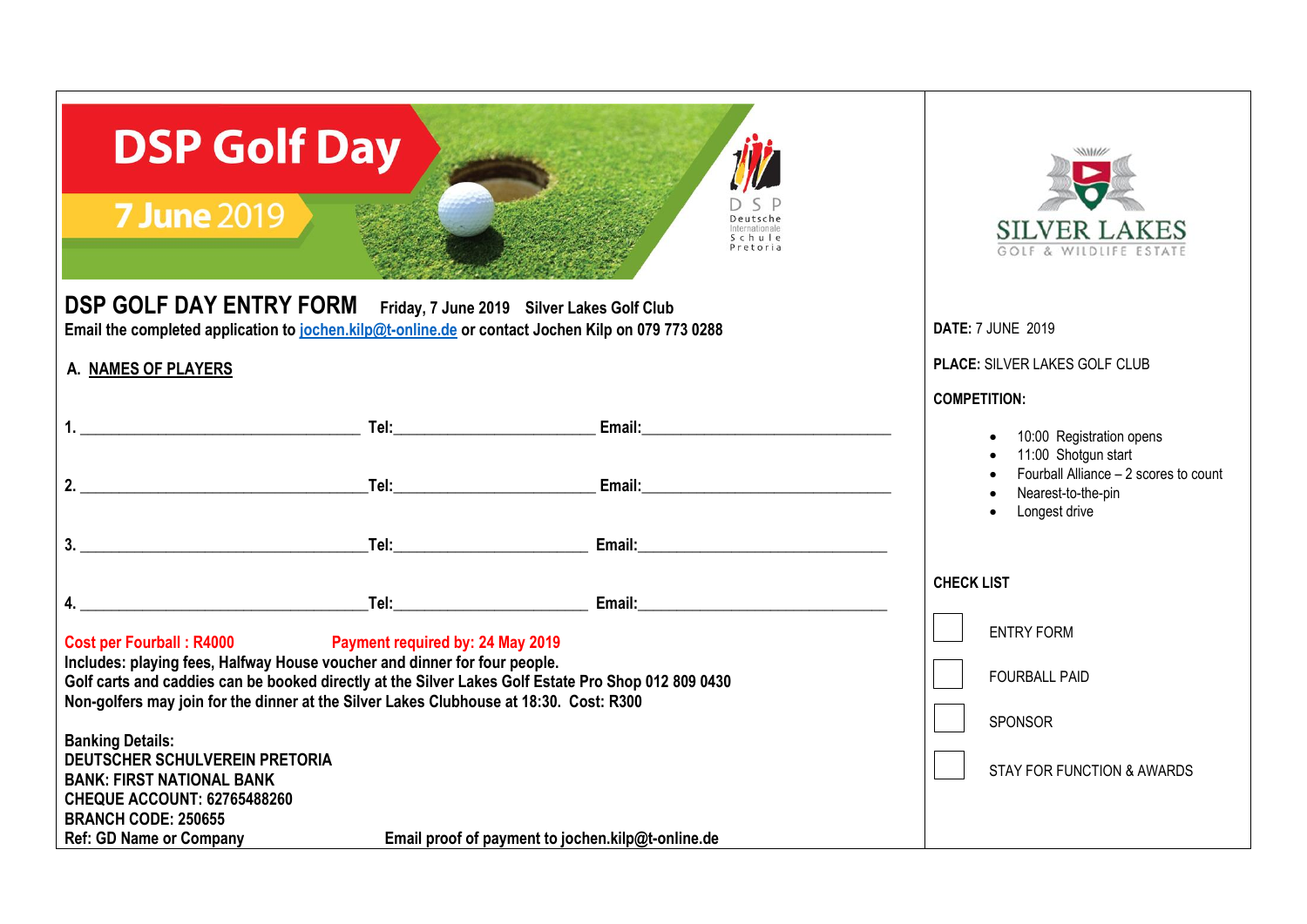# DSP Golf Day

**7 June 2019**

DSP Deutsche Internationale Schule Pretoria

## DSP GOLF DAY ENTRY FORM

**Friday, 7 June 2019 Silver Lakes Golf Club**

**Email the completed application to jochen.kilp@t-online.de or contact Jochen Kilp on 079 773 0288**

**A. NAMES OF PLAYERS**

**1.** ___________________________________ **Tel:**________________________ **Email:**________________________________

**2.** ___________________________________ **Tel:**________________________ **Email:**________________________________

**3.** ___________________________________ **Tel:**________________________ **Email:**________________________________

**4.** ___________________________________ **Tel:**________________________ **Email:**________________________________

**Cost per Fourball : R4000** **Payment required by: 24 May 2019**

**Includes: playing fees, Halfway House voucher and dinner for four people.**

**Golf carts and caddies can be booked directly at the Silver Lakes Golf Estate Pro Shop 012 809 0430**

**Non-golfers may join for the dinner at the Silver Lakes Clubhouse at 18:30. Cost: R300**

**Banking Details:**
**DEUTSCHER SCHULVEREIN PRETORIA**
**BANK: FIRST NATIONAL BANK**
**CHEQUE ACCOUNT: 62765488260**
**BRANCH CODE: 250655**
**Ref: GD Name or Company**

**Email proof of payment to jochen.kilp@t-online.de**

SILVER LAKES GOLF & WILDLIFE ESTATE

**DATE:** 7 JUNE 2019

**PLACE:** SILVER LAKES GOLF CLUB

**COMPETITION:**

- 10:00 Registration opens
- 11:00 Shotgun start
- Fourball Alliance – 2 scores to count
- Nearest-to-the-pin
- Longest drive

**CHECK LIST**

- [ ] ENTRY FORM
- [ ] FOURBALL PAID
- [ ] SPONSOR
- [ ] STAY FOR FUNCTION & AWARDS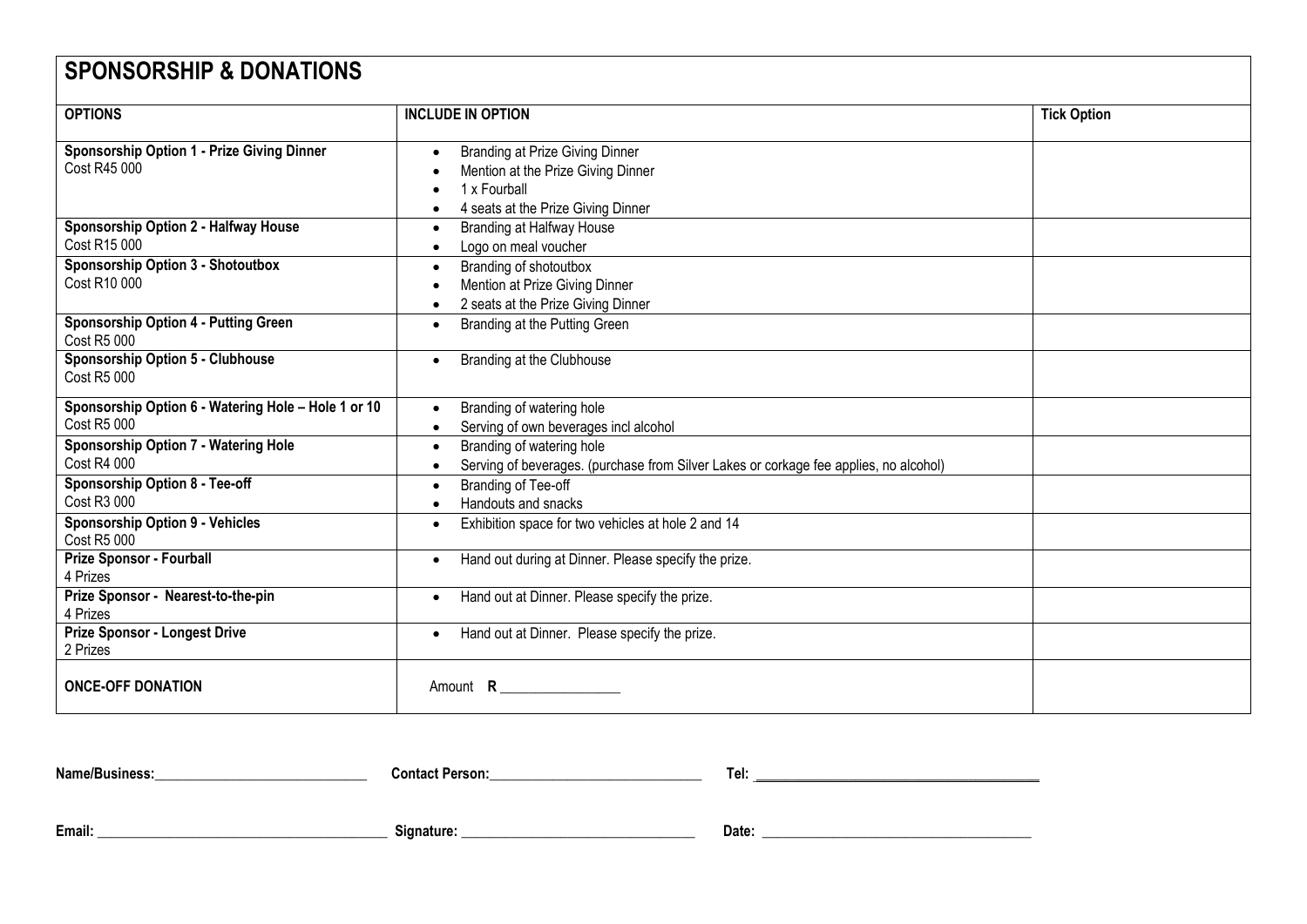## SPONSORSHIP & DONATIONS

| OPTIONS | INCLUDE IN OPTION | Tick Option |
| --- | --- | --- |
| **Sponsorship Option 1 - Prize Giving Dinner**<br>Cost R45 000 | • Branding at Prize Giving Dinner<br>• Mention at the Prize Giving Dinner<br>• 1 x Fourball<br>• 4 seats at the Prize Giving Dinner | |
| **Sponsorship Option 2 - Halfway House**<br>Cost R15 000 | • Branding at Halfway House<br>• Logo on meal voucher | |
| **Sponsorship Option 3 - Shotoutbox**<br>Cost R10 000 | • Branding of shotoutbox<br>• Mention at Prize Giving Dinner<br>• 2 seats at the Prize Giving Dinner | |
| **Sponsorship Option 4 - Putting Green**<br>Cost R5 000 | • Branding at the Putting Green | |
| **Sponsorship Option 5 - Clubhouse**<br>Cost R5 000 | • Branding at the Clubhouse | |
| **Sponsorship Option 6 - Watering Hole – Hole 1 or 10**<br>Cost R5 000 | • Branding of watering hole<br>• Serving of own beverages incl alcohol | |
| **Sponsorship Option 7 - Watering Hole**<br>Cost R4 000 | • Branding of watering hole<br>• Serving of beverages. (purchase from Silver Lakes or corkage fee applies, no alcohol) | |
| **Sponsorship Option 8 - Tee-off**<br>Cost R3 000 | • Branding of Tee-off<br>• Handouts and snacks | |
| **Sponsorship Option 9 - Vehicles**<br>Cost R5 000 | • Exhibition space for two vehicles at hole 2 and 14 | |
| **Prize Sponsor - Fourball**<br>4 Prizes | • Hand out during at Dinner. Please specify the prize. | |
| **Prize Sponsor - Nearest-to-the-pin**<br>4 Prizes | • Hand out at Dinner. Please specify the prize. | |
| **Prize Sponsor - Longest Drive**<br>2 Prizes | • Hand out at Dinner. Please specify the prize. | |
| **ONCE-OFF DONATION** | Amount **R** ________________ | |

**Name/Business:**______________________________ **Contact Person:**______________________________ **Tel:** ________________________________________

**Email:** ________________________________________ **Signature:** ________________________________ **Date:** ______________________________________